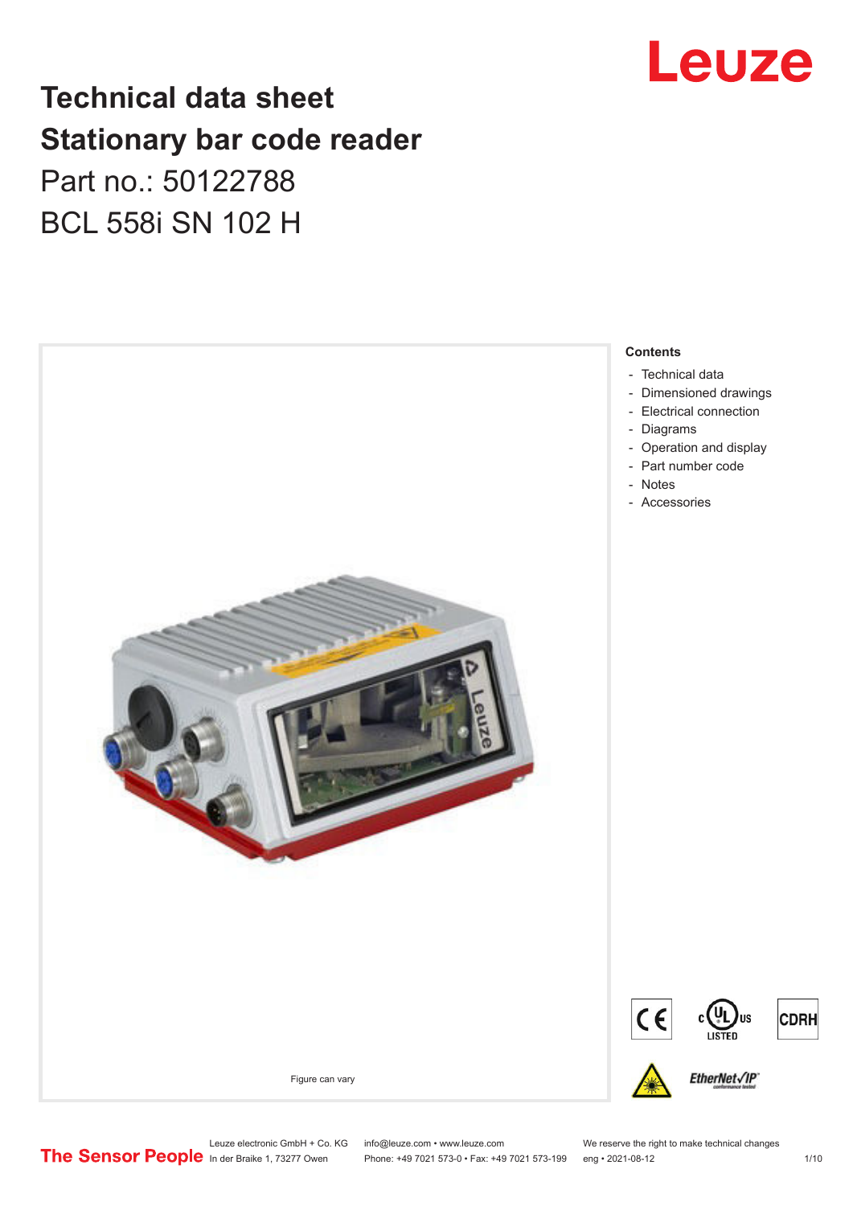# Technical data sheet
# Stationary bar code reader

Part no.: 50122788

BCL 558i SN 102 H

Figure can vary

## Contents

- Technical data
- Dimensioned drawings
- Electrical connection
- Diagrams
- Operation and display
- Part number code
- Notes
- Accessories

Leuze electronic GmbH + Co. KG
In der Braike 1, 73277 Owen

info@leuze.com • www.leuze.com
Phone: +49 7021 573-0 • Fax: +49 7021 573-199

We reserve the right to make technical changes
eng • 2021-08-12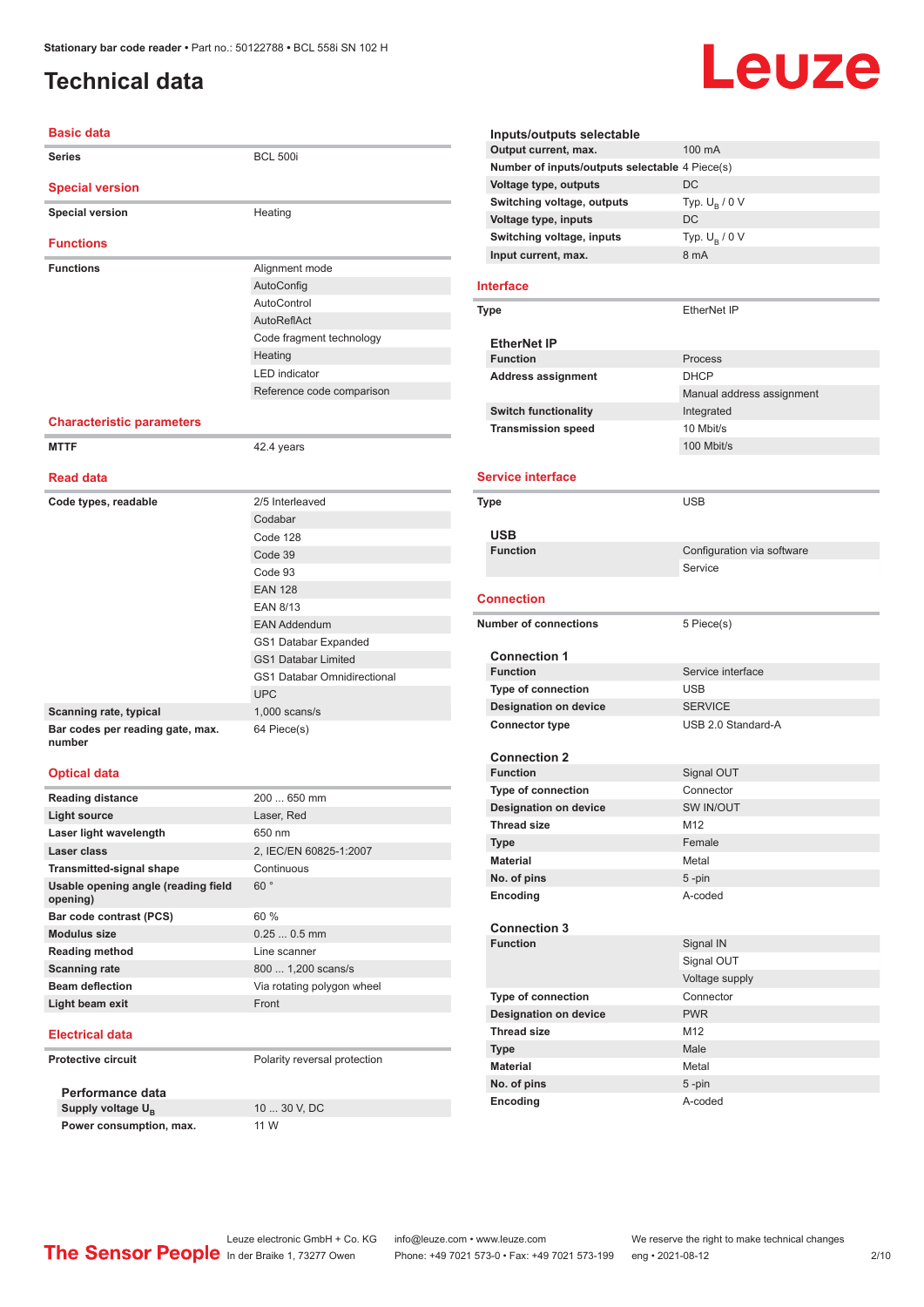Stationary bar code reader • Part no.: 50122788 • BCL 558i SN 102 H

# Technical data

## Basic data

| | |
|---|---|
| Series | BCL 500i |

## Special version

| | |
|---|---|
| Special version | Heating |

## Functions

| | |
|---|---|
| Functions | Alignment mode |
| | AutoConfig |
| | AutoControl |
| | AutoReflAct |
| | Code fragment technology |
| | Heating |
| | LED indicator |
| | Reference code comparison |

## Characteristic parameters

| | |
|---|---|
| MTTF | 42.4 years |

## Read data

| | |
|---|---|
| Code types, readable | 2/5 Interleaved |
| | Codabar |
| | Code 128 |
| | Code 39 |
| | Code 93 |
| | EAN 128 |
| | EAN 8/13 |
| | EAN Addendum |
| | GS1 Databar Expanded |
| | GS1 Databar Limited |
| | GS1 Databar Omnidirectional |
| | UPC |
| Scanning rate, typical | 1,000 scans/s |
| Bar codes per reading gate, max. number | 64 Piece(s) |

## Optical data

| | |
|---|---|
| Reading distance | 200 ... 650 mm |
| Light source | Laser, Red |
| Laser light wavelength | 650 nm |
| Laser class | 2, IEC/EN 60825-1:2007 |
| Transmitted-signal shape | Continuous |
| Usable opening angle (reading field opening) | 60 ° |
| Bar code contrast (PCS) | 60 % |
| Modulus size | 0.25 ... 0.5 mm |
| Reading method | Line scanner |
| Scanning rate | 800 ... 1,200 scans/s |
| Beam deflection | Via rotating polygon wheel |
| Light beam exit | Front |

## Electrical data

| | |
|---|---|
| Protective circuit | Polarity reversal protection |

### Performance data

| | |
|---|---|
| Supply voltage $U_B$ | 10 ... 30 V, DC |
| Power consumption, max. | 11 W |

### Inputs/outputs selectable

| | |
|---|---|
| Output current, max. | 100 mA |
| Number of inputs/outputs selectable | 4 Piece(s) |
| Voltage type, outputs | DC |
| Switching voltage, outputs | Typ. $U_B$ / 0 V |
| Voltage type, inputs | DC |
| Switching voltage, inputs | Typ. $U_B$ / 0 V |
| Input current, max. | 8 mA |

## Interface

| | |
|---|---|
| Type | EtherNet IP |

### EtherNet IP

| | |
|---|---|
| Function | Process |
| Address assignment | DHCP |
| | Manual address assignment |
| Switch functionality | Integrated |
| Transmission speed | 10 Mbit/s |
| | 100 Mbit/s |

## Service interface

| | |
|---|---|
| Type | USB |

### USB

| | |
|---|---|
| Function | Configuration via software |
| | Service |

## Connection

| | |
|---|---|
| Number of connections | 5 Piece(s) |

### Connection 1

| | |
|---|---|
| Function | Service interface |
| Type of connection | USB |
| Designation on device | SERVICE |
| Connector type | USB 2.0 Standard-A |

### Connection 2

| | |
|---|---|
| Function | Signal OUT |
| Type of connection | Connector |
| Designation on device | SW IN/OUT |
| Thread size | M12 |
| Type | Female |
| Material | Metal |
| No. of pins | 5 -pin |
| Encoding | A-coded |

### Connection 3

| | |
|---|---|
| Function | Signal IN |
| | Signal OUT |
| | Voltage supply |
| Type of connection | Connector |
| Designation on device | PWR |
| Thread size | M12 |
| Type | Male |
| Material | Metal |
| No. of pins | 5 -pin |
| Encoding | A-coded |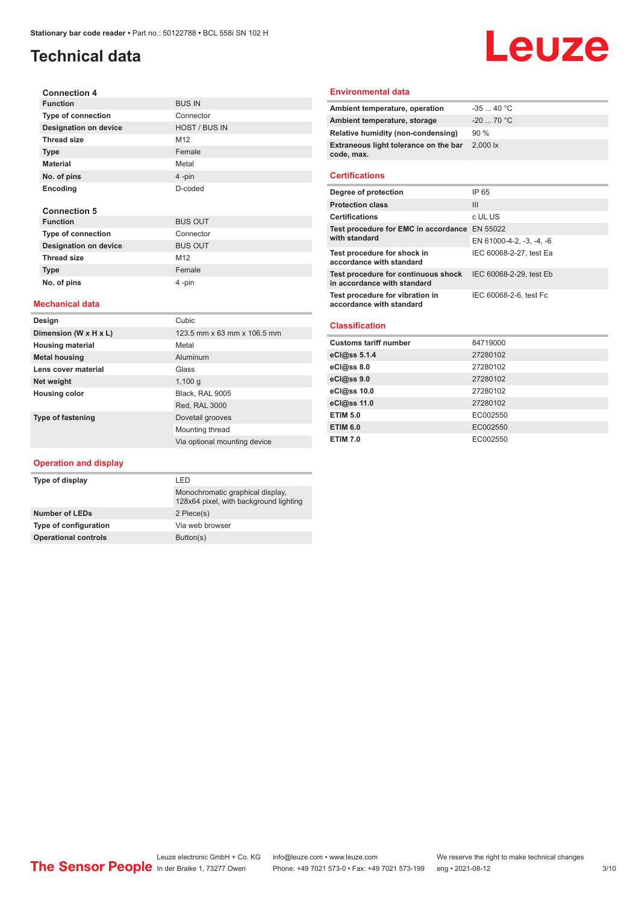# Technical data

### Connection 4

| | |
|---|---|
| **Function** | BUS IN |
| **Type of connection** | Connector |
| **Designation on device** | HOST / BUS IN |
| **Thread size** | M12 |
| **Type** | Female |
| **Material** | Metal |
| **No. of pins** | 4 -pin |
| **Encoding** | D-coded |

### Connection 5

| | |
|---|---|
| **Function** | BUS OUT |
| **Type of connection** | Connector |
| **Designation on device** | BUS OUT |
| **Thread size** | M12 |
| **Type** | Female |
| **No. of pins** | 4 -pin |

## Mechanical data

| | |
|---|---|
| **Design** | Cubic |
| **Dimension (W x H x L)** | 123.5 mm x 63 mm x 106.5 mm |
| **Housing material** | Metal |
| **Metal housing** | Aluminum |
| **Lens cover material** | Glass |
| **Net weight** | 1,100 g |
| **Housing color** | Black, RAL 9005 |
| | Red, RAL 3000 |
| **Type of fastening** | Dovetail grooves |
| | Mounting thread |
| | Via optional mounting device |

## Operation and display

| | |
|---|---|
| **Type of display** | LED |
| | Monochromatic graphical display, 128x64 pixel, with background lighting |
| **Number of LEDs** | 2 Piece(s) |
| **Type of configuration** | Via web browser |
| **Operational controls** | Button(s) |

## Environmental data

| | |
|---|---|
| **Ambient temperature, operation** | -35 ... 40 °C |
| **Ambient temperature, storage** | -20 ... 70 °C |
| **Relative humidity (non-condensing)** | 90 % |
| **Extraneous light tolerance on the bar code, max.** | 2,000 lx |

## Certifications

| | |
|---|---|
| **Degree of protection** | IP 65 |
| **Protection class** | III |
| **Certifications** | c UL US |
| **Test procedure for EMC in accordance with standard** | EN 55022 |
| | EN 61000-4-2, -3, -4, -6 |
| **Test procedure for shock in accordance with standard** | IEC 60068-2-27, test Ea |
| **Test procedure for continuous shock in accordance with standard** | IEC 60068-2-29, test Eb |
| **Test procedure for vibration in accordance with standard** | IEC 60068-2-6, test Fc |

## Classification

| | |
|---|---|
| **Customs tariff number** | 84719000 |
| **eCl@ss 5.1.4** | 27280102 |
| **eCl@ss 8.0** | 27280102 |
| **eCl@ss 9.0** | 27280102 |
| **eCl@ss 10.0** | 27280102 |
| **eCl@ss 11.0** | 27280102 |
| **ETIM 5.0** | EC002550 |
| **ETIM 6.0** | EC002550 |
| **ETIM 7.0** | EC002550 |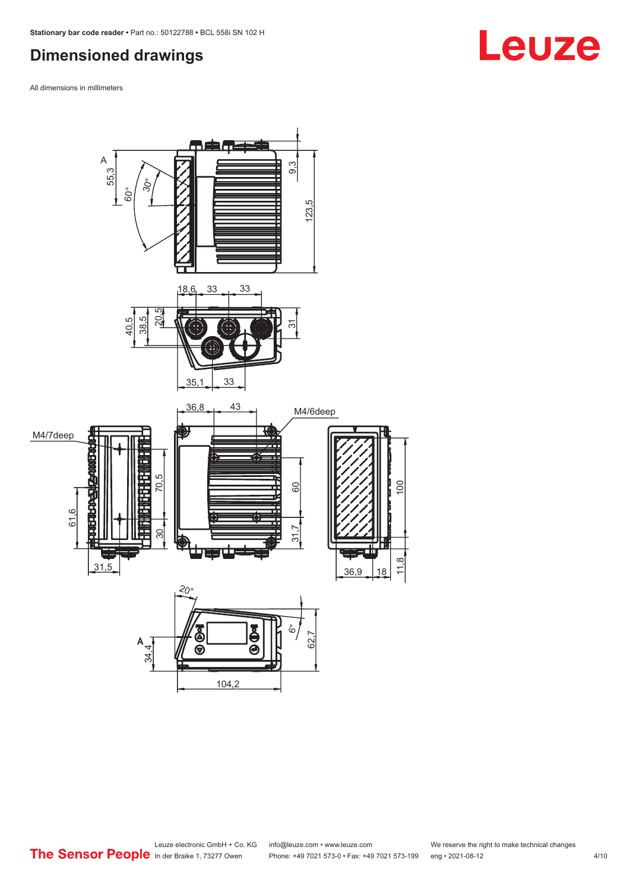## Dimensioned drawings

All dimensions in millimeters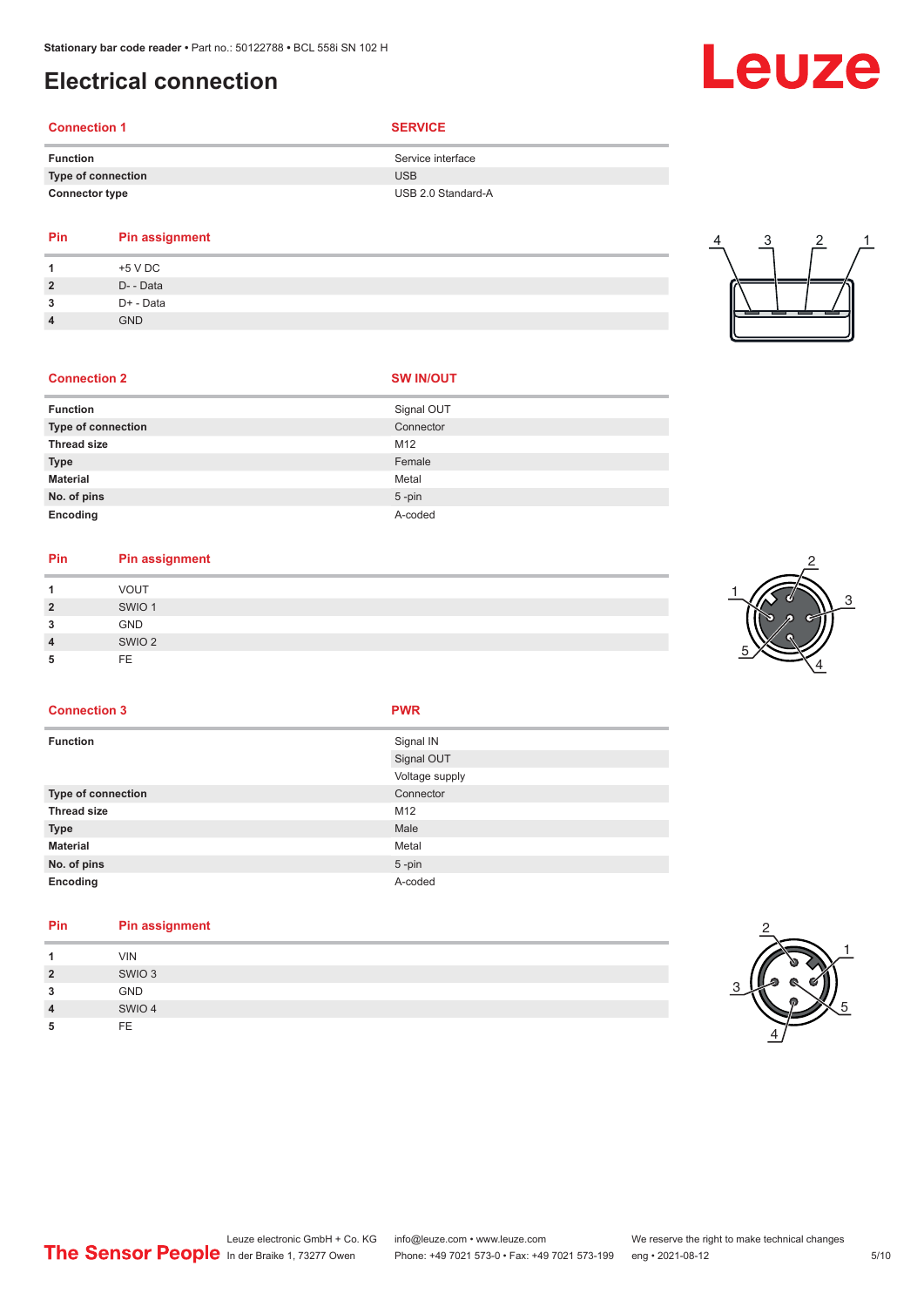# Electrical connection

| Connection 1 | SERVICE |
|---|---|
| Function | Service interface |
| Type of connection | USB |
| Connector type | USB 2.0 Standard-A |

| Pin | Pin assignment |
|---|---|
| 1 | +5 V DC |
| 2 | D- - Data |
| 3 | D+ - Data |
| 4 | GND |

| Connection 2 | SW IN/OUT |
|---|---|
| Function | Signal OUT |
| Type of connection | Connector |
| Thread size | M12 |
| Type | Female |
| Material | Metal |
| No. of pins | 5 -pin |
| Encoding | A-coded |

| Pin | Pin assignment |
|---|---|
| 1 | VOUT |
| 2 | SWIO 1 |
| 3 | GND |
| 4 | SWIO 2 |
| 5 | FE |

| Connection 3 | PWR |
|---|---|
| Function | Signal IN |
| | Signal OUT |
| | Voltage supply |
| Type of connection | Connector |
| Thread size | M12 |
| Type | Male |
| Material | Metal |
| No. of pins | 5 -pin |
| Encoding | A-coded |

| Pin | Pin assignment |
|---|---|
| 1 | VIN |
| 2 | SWIO 3 |
| 3 | GND |
| 4 | SWIO 4 |
| 5 | FE |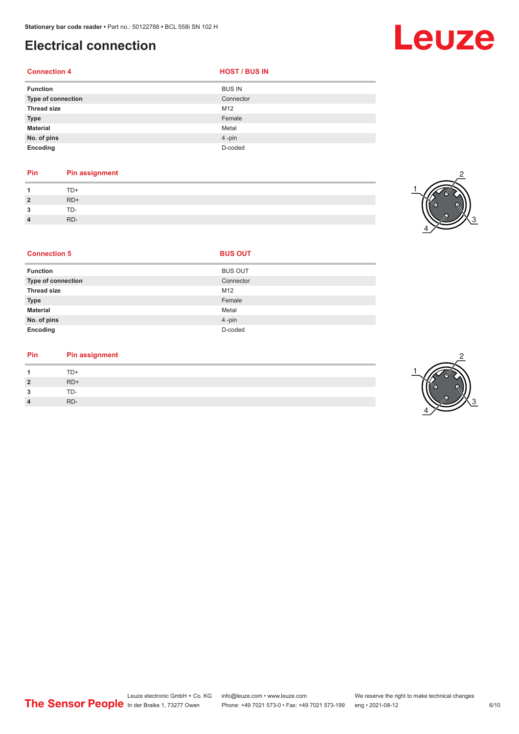# Electrical connection

| Connection 4 | HOST / BUS IN |
|---|---|
| Function | BUS IN |
| Type of connection | Connector |
| Thread size | M12 |
| Type | Female |
| Material | Metal |
| No. of pins | 4 -pin |
| Encoding | D-coded |

| Pin | Pin assignment |
|---|---|
| 1 | TD+ |
| 2 | RD+ |
| 3 | TD- |
| 4 | RD- |

| Connection 5 | BUS OUT |
|---|---|
| Function | BUS OUT |
| Type of connection | Connector |
| Thread size | M12 |
| Type | Female |
| Material | Metal |
| No. of pins | 4 -pin |
| Encoding | D-coded |

| Pin | Pin assignment |
|---|---|
| 1 | TD+ |
| 2 | RD+ |
| 3 | TD- |
| 4 | RD- |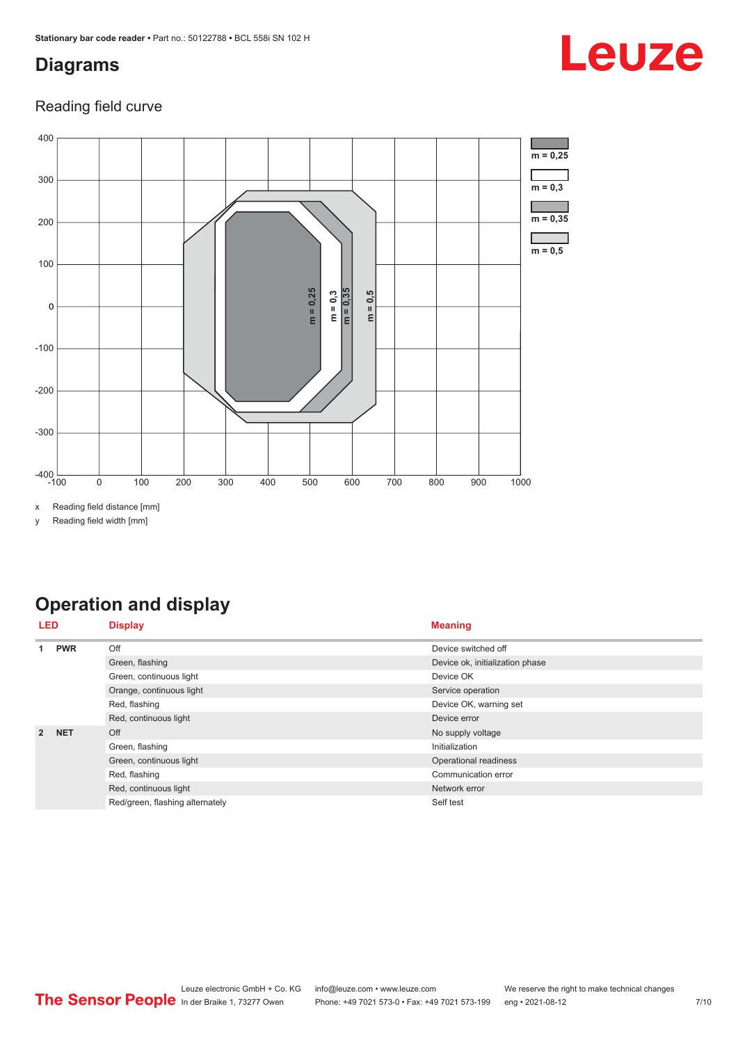## Diagrams

### Reading field curve

x Reading field distance [mm]

y Reading field width [mm]

## Operation and display

| LED | | Display | Meaning |
|---|---|---|---|
| 1 | PWR | Off | Device switched off |
| | | Green, flashing | Device ok, initialization phase |
| | | Green, continuous light | Device OK |
| | | Orange, continuous light | Service operation |
| | | Red, flashing | Device OK, warning set |
| | | Red, continuous light | Device error |
| 2 | NET | Off | No supply voltage |
| | | Green, flashing | Initialization |
| | | Green, continuous light | Operational readiness |
| | | Red, flashing | Communication error |
| | | Red, continuous light | Network error |
| | | Red/green, flashing alternately | Self test |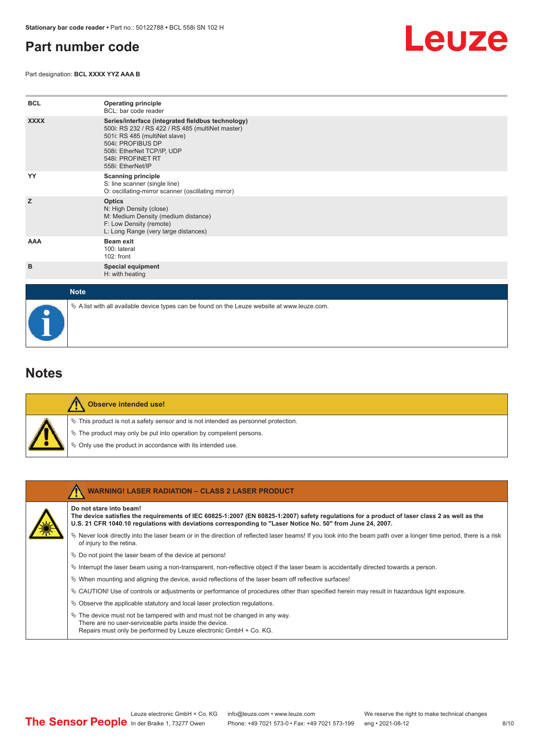## Part number code

Part designation: **BCL XXXX YYZ AAA B**

| | |
|---|---|
| **BCL** | **Operating principle**<br>BCL: bar code reader |
| **XXXX** | **Series/interface (integrated fieldbus technology)**<br>500i: RS 232 / RS 422 / RS 485 (multiNet master)<br>501i: RS 485 (multiNet slave)<br>504i: PROFIBUS DP<br>508i: EtherNet TCP/IP, UDP<br>548i: PROFINET RT<br>558i: EtherNet/IP |
| **YY** | **Scanning principle**<br>S: line scanner (single line)<br>O: oscillating-mirror scanner (oscillating mirror) |
| **Z** | **Optics**<br>N: High Density (close)<br>M: Medium Density (medium distance)<br>F: Low Density (remote)<br>L: Long Range (very large distances) |
| **AAA** | **Beam exit**<br>100: lateral<br>102: front |
| **B** | **Special equipment**<br>H: with heating |

**Note**

- A list with all available device types can be found on the Leuze website at www.leuze.com.

## Notes

**Observe intended use!**

- This product is not a safety sensor and is not intended as personnel protection.
- The product may only be put into operation by competent persons.
- Only use the product in accordance with its intended use.

**WARNING! LASER RADIATION – CLASS 2 LASER PRODUCT**

**Do not stare into beam!**
**The device satisfies the requirements of IEC 60825-1:2007 (EN 60825-1:2007) safety regulations for a product of laser class 2 as well as the U.S. 21 CFR 1040.10 regulations with deviations corresponding to "Laser Notice No. 50" from June 24, 2007.**

- Never look directly into the laser beam or in the direction of reflected laser beams! If you look into the beam path over a longer time period, there is a risk of injury to the retina.
- Do not point the laser beam of the device at persons!
- Interrupt the laser beam using a non-transparent, non-reflective object if the laser beam is accidentally directed towards a person.
- When mounting and aligning the device, avoid reflections of the laser beam off reflective surfaces!
- CAUTION! Use of controls or adjustments or performance of procedures other than specified herein may result in hazardous light exposure.
- Observe the applicable statutory and local laser protection regulations.
- The device must not be tampered with and must not be changed in any way.
  There are no user-serviceable parts inside the device.
  Repairs must only be performed by Leuze electronic GmbH + Co. KG.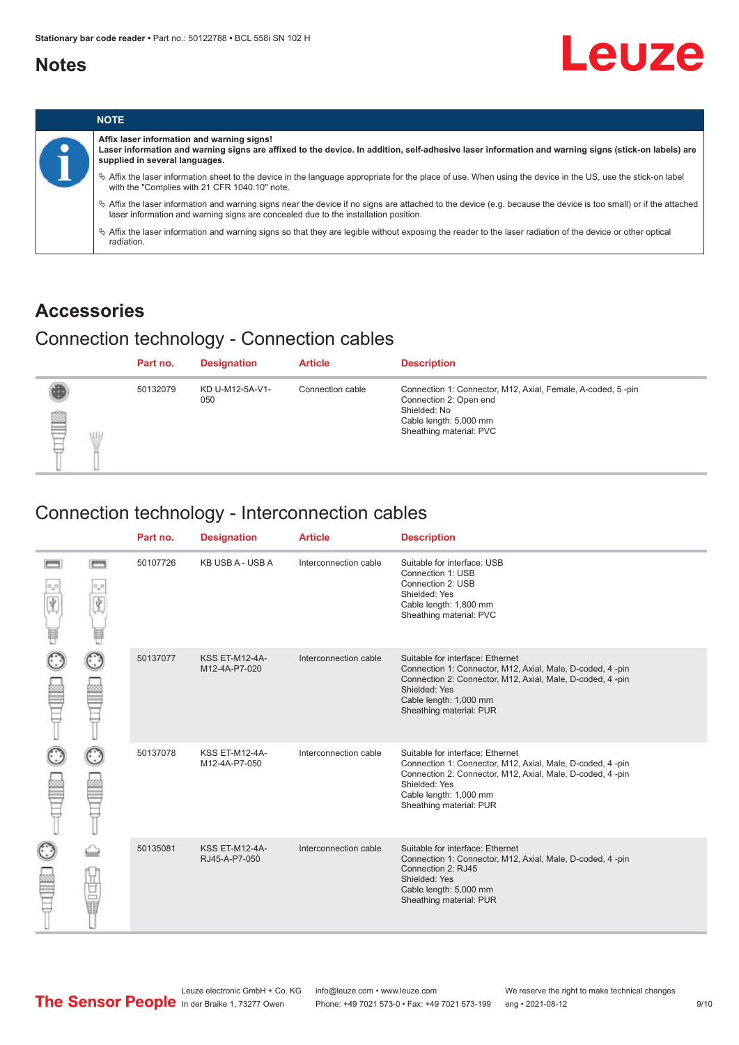## Notes

| NOTE |
|---|
| **Affix laser information and warning signs!**<br>**Laser information and warning signs are affixed to the device. In addition, self-adhesive laser information and warning signs (stick-on labels) are supplied in several languages.**<br>✎ Affix the laser information sheet to the device in the language appropriate for the place of use. When using the device in the US, use the stick-on label with the "Complies with 21 CFR 1040.10" note.<br>✎ Affix the laser information and warning signs near the device if no signs are attached to the device (e.g. because the device is too small) or if the attached laser information and warning signs are concealed due to the installation position.<br>✎ Affix the laser information and warning signs so that they are legible without exposing the reader to the laser radiation of the device or other optical radiation. |

## Accessories

### Connection technology - Connection cables

| Part no. | Designation | Article | Description |
|---|---|---|---|
| 50132079 | KD U-M12-5A-V1-050 | Connection cable | Connection 1: Connector, M12, Axial, Female, A-coded, 5 -pin<br>Connection 2: Open end<br>Shielded: No<br>Cable length: 5,000 mm<br>Sheathing material: PVC |

### Connection technology - Interconnection cables

| Part no. | Designation | Article | Description |
|---|---|---|---|
| 50107726 | KB USB A - USB A | Interconnection cable | Suitable for interface: USB<br>Connection 1: USB<br>Connection 2: USB<br>Shielded: Yes<br>Cable length: 1,800 mm<br>Sheathing material: PVC |
| 50137077 | KSS ET-M12-4A-M12-4A-P7-020 | Interconnection cable | Suitable for interface: Ethernet<br>Connection 1: Connector, M12, Axial, Male, D-coded, 4 -pin<br>Connection 2: Connector, M12, Axial, Male, D-coded, 4 -pin<br>Shielded: Yes<br>Cable length: 1,000 mm<br>Sheathing material: PUR |
| 50137078 | KSS ET-M12-4A-M12-4A-P7-050 | Interconnection cable | Suitable for interface: Ethernet<br>Connection 1: Connector, M12, Axial, Male, D-coded, 4 -pin<br>Connection 2: Connector, M12, Axial, Male, D-coded, 4 -pin<br>Shielded: Yes<br>Cable length: 1,000 mm<br>Sheathing material: PUR |
| 50135081 | KSS ET-M12-4A-RJ45-A-P7-050 | Interconnection cable | Suitable for interface: Ethernet<br>Connection 1: Connector, M12, Axial, Male, D-coded, 4 -pin<br>Connection 2: RJ45<br>Shielded: Yes<br>Cable length: 5,000 mm<br>Sheathing material: PUR |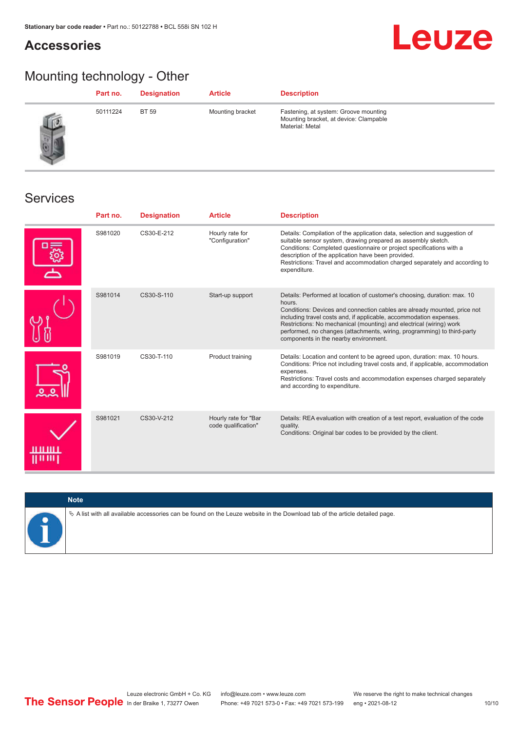## Accessories

### Mounting technology - Other

| | Part no. | Designation | Article | Description |
|---|---|---|---|---|
| | 50111224 | BT 59 | Mounting bracket | Fastening, at system: Groove mounting<br>Mounting bracket, at device: Clampable<br>Material: Metal |

### Services

| | Part no. | Designation | Article | Description |
|---|---|---|---|---|
| | S981020 | CS30-E-212 | Hourly rate for "Configuration" | Details: Compilation of the application data, selection and suggestion of suitable sensor system, drawing prepared as assembly sketch.<br>Conditions: Completed questionnaire or project specifications with a description of the application have been provided.<br>Restrictions: Travel and accommodation charged separately and according to expenditure. |
| | S981014 | CS30-S-110 | Start-up support | Details: Performed at location of customer's choosing, duration: max. 10 hours.<br>Conditions: Devices and connection cables are already mounted, price not including travel costs and, if applicable, accommodation expenses.<br>Restrictions: No mechanical (mounting) and electrical (wiring) work performed, no changes (attachments, wiring, programming) to third-party components in the nearby environment. |
| | S981019 | CS30-T-110 | Product training | Details: Location and content to be agreed upon, duration: max. 10 hours.<br>Conditions: Price not including travel costs and, if applicable, accommodation expenses.<br>Restrictions: Travel costs and accommodation expenses charged separately and according to expenditure. |
| | S981021 | CS30-V-212 | Hourly rate for "Bar code qualification" | Details: REA evaluation with creation of a test report, evaluation of the code quality.<br>Conditions: Original bar codes to be provided by the client. |

**Note**

A list with all available accessories can be found on the Leuze website in the Download tab of the article detailed page.